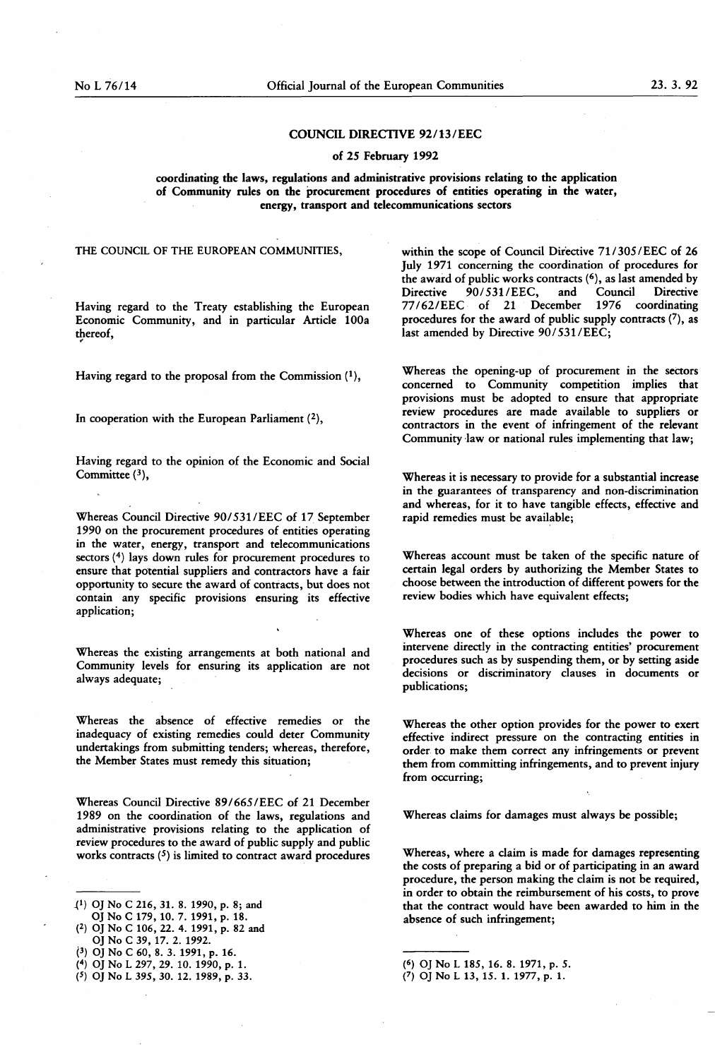# COUNCIL DIRECTIVE 92/13/EEC

## of 25 February 1992

### coordinating the laws, regulations and administrative provisions relating to the application of Community rules on the procurement procedures of entities operating in the water, energy, transport and telecommunications sectors

THE COUNCIL OF THE EUROPEAN COMMUNITIES,

Having regard to the Treaty establishing the European Economic Community, and in particular Article 100a thereof,

Having regard to the proposal from the Commission [1],

In cooperation with the European Parliament [2],

Having regard to the opinion of the Economic and Social Committee [3],

Whereas Council Directive 90/531/EEC of 17 September 1990 on the procurement procedures of entities operating in the water, energy, transport and telecommunications sectors [4] lays down rules for procurement procedures to ensure that potential suppliers and contractors have a fair opportunity to secure the award of contracts, but does not contain any specific provisions ensuring its effective application;

Whereas the existing arrangements at both national and Community levels for ensuring its application are not always adequate;

Whereas the absence of effective remedies or the inadequacy of existing remedies could deter Community undertakings from submitting tenders; whereas, therefore, the Member States must remedy this situation;

Whereas Council Directive 89/665/EEC of 21 December 1989 on the coordination of the laws, regulations and administrative provisions relating to the application of review procedures to the award of public supply and public works contracts [5] is limited to contract award procedures within the scope of Council Directive 71/305/EEC of 26 July 1971 concerning the coordination of procedures for the award of public works contracts [6], as last amended by Directive 90/531/EEC, and Council Directive 77/62/EEC of 21 December 1976 coordinating procedures for the award of public supply contracts [7], as last amended by Directive 90/531/EEC;

Whereas the opening-up of procurement in the sectors concerned to Community competition implies that provisions must be adopted to ensure that appropriate review procedures are made available to suppliers or contractors in the event of infringement of the relevant Community law or national rules implementing that law;

Whereas it is necessary to provide for a substantial increase in the guarantees of transparency and non-discrimination and whereas, for it to have tangible effects, effective and rapid remedies must be available;

Whereas account must be taken of the specific nature of certain legal orders by authorizing the Member States to choose between the introduction of different powers for the review bodies which have equivalent effects;

Whereas one of these options includes the power to intervene directly in the contracting entities' procurement procedures such as by suspending them, or by setting aside decisions or discriminatory clauses in documents or publications;

Whereas the other option provides for the power to exert effective indirect pressure on the contracting entities in order to make them correct any infringements or prevent them from committing infringements, and to prevent injury from occurring;

Whereas claims for damages must always be possible;

Whereas, where a claim is made for damages representing the costs of preparing a bid or of participating in an award procedure, the person making the claim is not be required, in order to obtain the reimbursement of his costs, to prove that the contract would have been awarded to him in the absence of such infringement;

---

(1) OJ No C 216, 31. 8. 1990, p. 8; and OJ No C 179, 10. 7. 1991, p. 18.

(2) OJ No C 106, 22. 4. 1991, p. 82 and OJ No C 39, 17. 2. 1992.

(3) OJ No C 60, 8. 3. 1991, p. 16.

(4) OJ No L 297, 29. 10. 1990, p. 1.

(5) OJ No L 395, 30. 12. 1989, p. 33.

(6) OJ No L 185, 16. 8. 1971, p. 5.

(7) OJ No L 13, 15. 1. 1977, p. 1.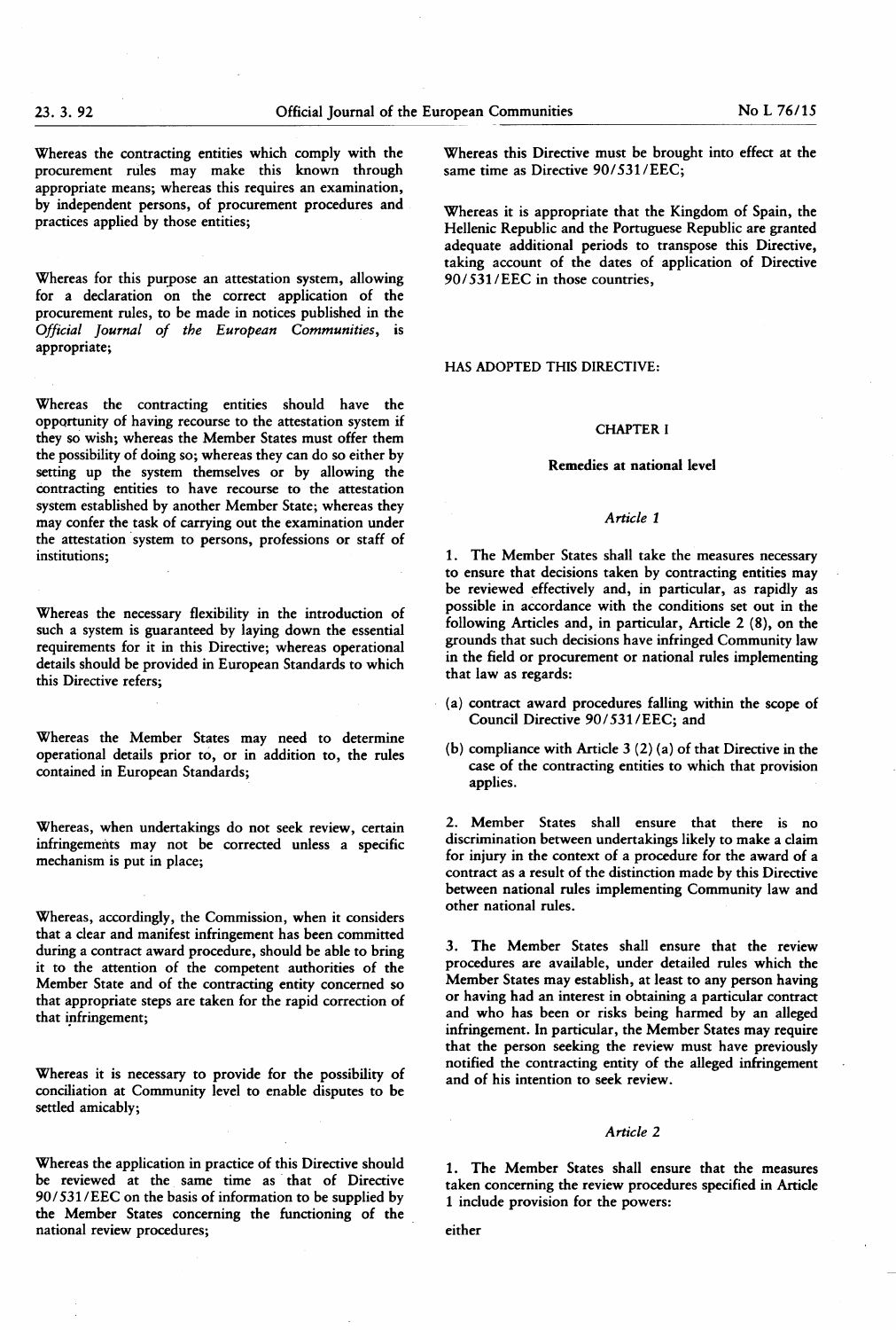Whereas the contracting entities which comply with the procurement rules may make this known through appropriate means; whereas this requires an examination, by independent persons, of procurement procedures and practices applied by those entities;

Whereas for this purpose an attestation system, allowing for a declaration on the correct application of the procurement rules, to be made in notices published in the *Official Journal of the European Communities*, is appropriate;

Whereas the contracting entities should have the opportunity of having recourse to the attestation system if they so wish; whereas the Member States must offer them the possibility of doing so; either by setting up the system themselves or by allowing the contracting entities to have recourse to the attestation system established by another Member State; whereas they may confer the task of carrying out the examination under the attestation system to persons, professions or staff of institutions;

Whereas the necessary flexibility in the introduction of such a system is guaranteed by laying down the essential requirements for it in this Directive; whereas operational details should be provided in European Standards to which this Directive refers;

Whereas the Member States may need to determine operational details prior to, or in addition to, the rules contained in European Standards;

Whereas, when undertakings do not seek review, certain infringements may not be corrected unless a specific mechanism is put in place;

Whereas, accordingly, the Commission, when it considers that a clear and manifest infringement has been committed during a contract award procedure, should be able to bring it to the attention of the competent authorities of the Member State and of the contracting entity concerned so that appropriate steps are taken for the rapid correction of that infringement;

Whereas it is necessary to provide for the possibility of conciliation at Community level to enable disputes to be settled amicably;

Whereas the application in practice of this Directive should be reviewed at the same time as that of Directive 90/531/EEC on the basis of information to be supplied by the Member States concerning the functioning of the national review procedures;

Whereas this Directive must be brought into effect at the same time as Directive 90/531/EEC;

Whereas it is appropriate that the Kingdom of Spain, the Hellenic Republic and the Portuguese Republic are granted adequate additional periods to transpose this Directive, taking account of the dates of application of Directive 90/531/EEC in those countries,

HAS ADOPTED THIS DIRECTIVE:

## CHAPTER I

### Remedies at national level

#### *Article 1*

1. The Member States shall take the measures necessary to ensure that decisions taken by contracting entities may be reviewed effectively and, in particular, as rapidly as possible in accordance with the conditions set out in the following Articles and, in particular, Article 2 (8), on the grounds that such decisions have infringed Community law in the field or procurement or national rules implementing that law as regards:

(a) contract award procedures falling within the scope of Council Directive 90/531/EEC; and

(b) compliance with Article 3 (2) (a) of that Directive in the case of the contracting entities to which that provision applies.

2. Member States shall ensure that there is no discrimination between undertakings likely to make a claim for injury in the context of a procedure for the award of a contract as a result of the distinction made by this Directive between national rules implementing Community law and other national rules.

3. The Member States shall ensure that the review procedures are available, under detailed rules which the Member States may establish, at least to any person having or having had an interest in obtaining a particular contract and who has been or risks being harmed by an alleged infringement. In particular, the Member States may require that the person seeking the review must have previously notified the contracting entity of the alleged infringement and of his intention to seek review.

#### *Article 2*

1. The Member States shall ensure that the measures taken concerning the review procedures specified in Article 1 include provision for the powers:

either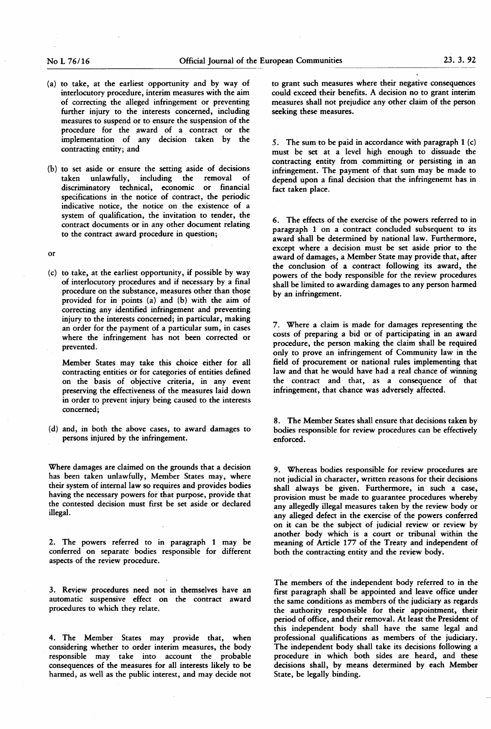(a) to take, at the earliest opportunity and by way of interlocutory procedure, interim measures with the aim of correcting the alleged infringement or preventing further injury to the interests concerned, including measures to suspend or to ensure the suspension of the procedure for the award of a contract or the implementation of any decision taken by the contracting entity; and

(b) to set aside or ensure the setting aside of decisions taken unlawfully, including the removal of discriminatory technical, economic or financial specifications in the notice of contract, the periodic indicative notice, the notice on the existence of a system of qualification, the invitation to tender, the contract documents or in any other document relating to the contract award procedure in question;

or

(c) to take, at the earliest opportunity, if possible by way of interlocutory procedures and if necessary by a final procedure on the substance, measures other than those provided for in points (a) and (b) with the aim of correcting any identified infringement and preventing injury to the interests concerned; in particular, making an order for the payment of a particular sum, in cases where the infringement has not been corrected or prevented.

Member States may take this choice either for all contracting entities or for categories of entities defined on the basis of objective criteria, in any event preserving the effectiveness of the measures laid down in order to prevent injury being caused to the interests concerned;

(d) and, in both the above cases, to award damages to persons injured by the infringement.

Where damages are claimed on the grounds that a decision has been taken unlawfully, Member States may, where their system of internal law so requires and provides bodies having the necessary powers for that purpose, provide that the contested decision must first be set aside or declared illegal.

2. The powers referred to in paragraph 1 may be conferred on separate bodies responsible for different aspects of the review procedure.

3. Review procedures need not in themselves have an automatic suspensive effect on the contract award procedures to which they relate.

4. The Member States may provide that, when considering whether to order interim measures, the body responsible may take into account the probable consequences of the measures for all interests likely to be harmed, as well as the public interest, and may decide not to grant such measures where their negative consequences could exceed their benefits. A decision no to grant interim measures shall not prejudice any other claim of the person seeking these measures.

5. The sum to be paid in accordance with paragraph 1 (c) must be set at a level high enough to dissuade the contracting entity from committing or persisting in an infringement. The payment of that sum may be made to depend upon a final decision that the infringenemt has in fact taken place.

6. The effects of the exercise of the powers referred to in paragraph 1 on a contract concluded subsequent to its award shall be determined by national law. Furthermore, except where a decision must be set aside prior to the award of damages, a Member State may provide that, after the conclusion of a contract following its award, the powers of the body responsible for the review procedures shall be limited to awarding damages to any person harmed by an infringement.

7. Where a claim is made for damages representing the costs of preparing a bid or of participating in an award procedure, the person making the claim shall be required only to prove an infringement of Community law in the field of procurement or national rules implementing that law and that he would have had a real chance of winning the contract and that, as a consequence of that infringement, that chance was adversely affected.

8. The Member States shall ensure that decisions taken by bodies responsible for review procedures can be effectively enforced.

9. Whereas bodies responsible for review procedures are not judicial in character, written reasons for their decisions shall always be given. Furthermore, in such a case, provision must be made to guarantee procedures whereby any allegedly illegal measures taken by the review body or any alleged defect in the exercise of the powers conferred on it can be the subject of judicial review or review by another body which is a court or tribunal within the meaning of Article 177 of the Treaty and independent of both the contracting entity and the review body.

The members of the independent body referred to in the first paragraph shall be appointed and leave office under the same conditions as members of the judiciary as regards the authority responsible for their appointment, their period of office, and their removal. At least the President of this independent body shall have the same legal and professional qualifications as members of the judiciary. The independent body shall take its decisions following a procedure in which both sides are heard, and these decisions shall, by means determined by each Member State, be legally binding.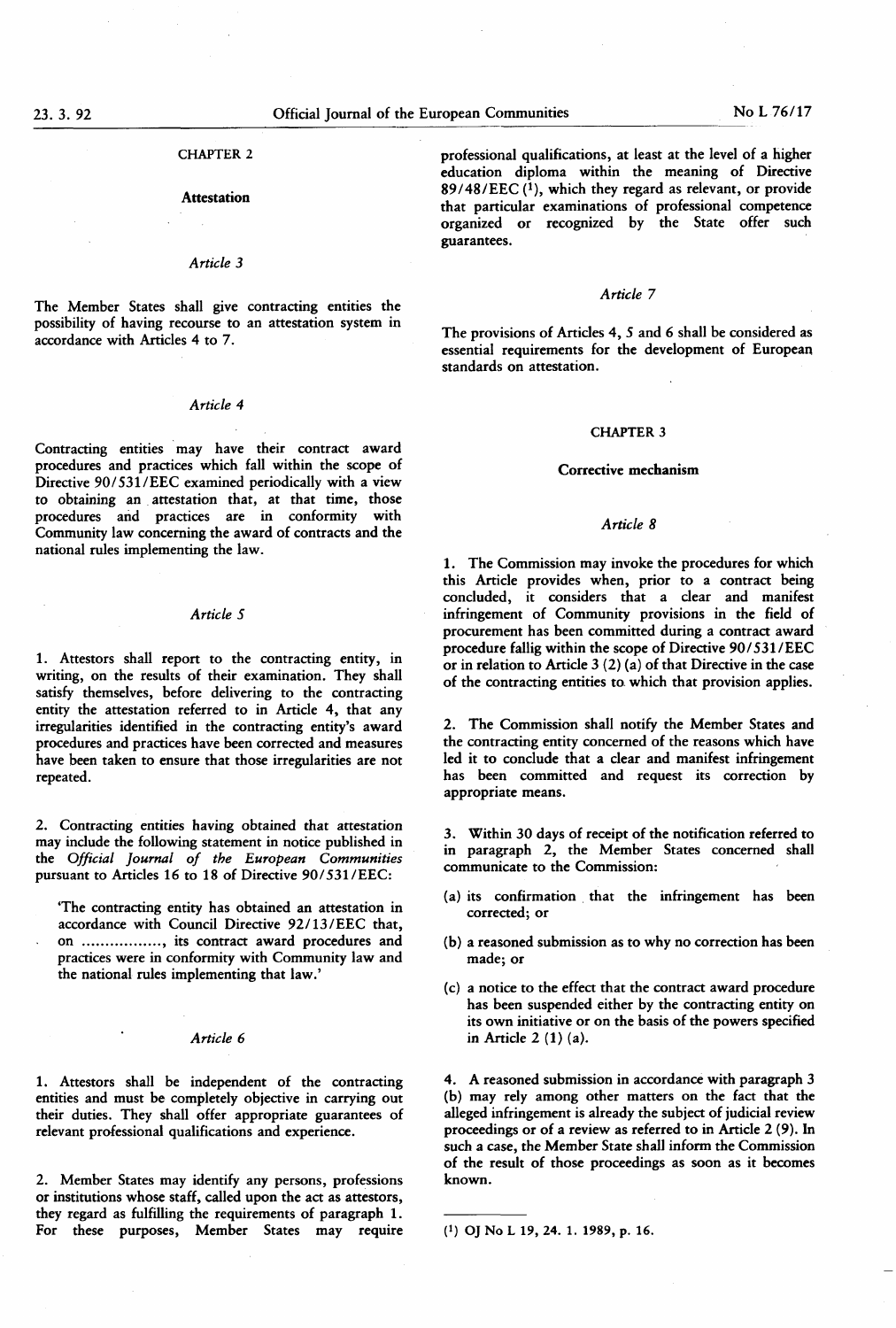## CHAPTER 2

### Attestation

*Article 3*

The Member States shall give contracting entities the possibility of having recourse to an attestation system in accordance with Articles 4 to 7.

*Article 4*

Contracting entities may have their contract award procedures and practices which fall within the scope of Directive 90/531/EEC examined periodically with a view to obtaining an attestation that, at that time, those procedures and practices are in conformity with Community law concerning the award of contracts and the national rules implementing the law.

*Article 5*

1. Attestors shall report to the contracting entity, in writing, on the results of their examination. They shall satisfy themselves, before delivering to the contracting entity the attestation referred to in Article 4, that any irregularities identified in the contracting entity's award procedures and practices have been corrected and measures have been taken to ensure that those irregularities are not repeated.

2. Contracting entities having obtained that attestation may include the following statement in notice published in the *Official Journal of the European Communities* pursuant to Articles 16 to 18 of Directive 90/531/EEC:

'The contracting entity has obtained an attestation in accordance with Council Directive 92/13/EEC that, on ................., its contract award procedures and practices were in conformity with Community law and the national rules implementing that law.'

*Article 6*

1. Attestors shall be independent of the contracting entities and must be completely objective in carrying out their duties. They shall offer appropriate guarantees of relevant professional qualifications and experience.

2. Member States may identify any persons, professions or institutions whose staff, called upon the act as attestors, they regard as fulfilling the requirements of paragraph 1. For these purposes, Member States may require professional qualifications, at least at the level of a higher education diploma within the meaning of Directive 89/48/EEC [1], which they regard as relevant, or provide that particular examinations of professional competence organized or recognized by the State offer such guarantees.

*Article 7*

The provisions of Articles 4, 5 and 6 shall be considered as essential requirements for the development of European standards on attestation.

## CHAPTER 3

### Corrective mechanism

*Article 8*

1. The Commission may invoke the procedures for which this Article provides when, prior to a contract being concluded, it considers that a clear and manifest infringement of Community provisions in the field of procurement has been committed during a contract award procedure fallig within the scope of Directive 90/531/EEC or in relation to Article 3 (2) (a) of that Directive in the case of the contracting entities to which that provision applies.

2. The Commission shall notify the Member States and the contracting entity concerned of the reasons which have led it to conclude that a clear and manifest infringement has been committed and request its correction by appropriate means.

3. Within 30 days of receipt of the notification referred to in paragraph 2, the Member States concerned shall communicate to the Commission:

(a) its confirmation that the infringement has been corrected; or

(b) a reasoned submission as to why no correction has been made; or

(c) a notice to the effect that the contract award procedure has been suspended either by the contracting entity on its own initiative or on the basis of the powers specified in Article 2 (1) (a).

4. A reasoned submission in accordance with paragraph 3 (b) may rely among other matters on the fact that the alleged infringement is already the subject of judicial review proceedings or of a review as referred to in Article 2 (9). In such a case, the Member State shall inform the Commission of the result of those proceedings as soon as it becomes known.

---

[1] OJ No L 19, 24. 1. 1989, p. 16.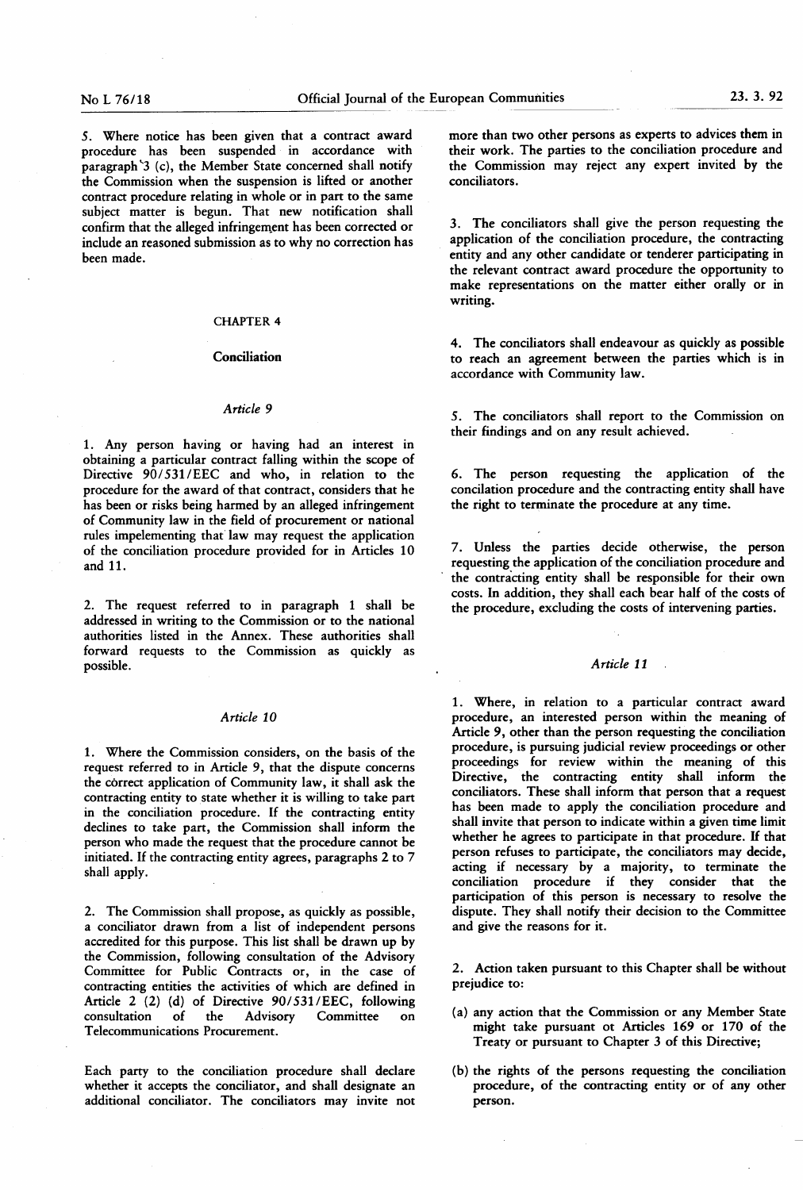5. Where notice has been given that a contract award procedure has been suspended in accordance with paragraph 3 (c), the Member State concerned shall notify the Commission when the suspension is lifted or another contract procedure relating in whole or in part to the same subject matter is begun. That new notification shall confirm that the alleged infringement has been corrected or include an reasoned submission as to why no correction has been made.

## CHAPTER 4

## Conciliation

### *Article 9*

1. Any person having or having had an interest in obtaining a particular contract falling within the scope of Directive 90/531/EEC and who, in relation to the procedure for the award of that contract, considers that he has been or risks being harmed by an alleged infringement of Community law in the field of procurement or national rules impelementing that law may request the application of the conciliation procedure provided for in Articles 10 and 11.

2. The request referred to in paragraph 1 shall be addressed in writing to the Commission or to the national authorities listed in the Annex. These authorities shall forward requests to the Commission as quickly as possible.

### *Article 10*

1. Where the Commission considers, on the basis of the request referred to in Article 9, that the dispute concerns the correct application of Community law, it shall ask the contracting entity to state whether it is willing to take part in the conciliation procedure. If the contracting entity declines to take part, the Commission shall inform the person who made the request that the procedure cannot be initiated. If the contracting entity agrees, paragraphs 2 to 7 shall apply.

2. The Commission shall propose, as quickly as possible, a conciliator drawn from a list of independent persons accredited for this purpose. This list shall be drawn up by the Commission, following consultation of the Advisory Committee for Public Contracts or, in the case of contracting entities the activities of which are defined in Article 2 (2) (d) of Directive 90/531/EEC, following consultation of the Advisory Committee on Telecommunications Procurement.

Each party to the conciliation procedure shall declare whether it accepts the conciliator, and shall designate an additional conciliator. The conciliators may invite not more than two other persons as experts to advices them in their work. The parties to the conciliation procedure and the Commission may reject any expert invited by the conciliators.

3. The conciliators shall give the person requesting the application of the conciliation procedure, the contracting entity and any other candidate or tenderer participating in the relevant contract award procedure the opportunity to make representations on the matter either orally or in writing.

4. The conciliators shall endeavour as quickly as possible to reach an agreement between the parties which is in accordance with Community law.

5. The conciliators shall report to the Commission on their findings and on any result achieved.

6. The person requesting the application of the concilation procedure and the contracting entity shall have the right to terminate the procedure at any time.

7. Unless the parties decide otherwise, the person requesting the application of the conciliation procedure and the contracting entity shall be responsible for their own costs. In addition, they shall each bear half of the costs of the procedure, excluding the costs of intervening parties.

### *Article 11*

1. Where, in relation to a particular contract award procedure, an interested person within the meaning of Article 9, other than the person requesting the conciliation procedure, is pursuing judicial review proceedings or other proceedings for review within the meaning of this Directive, the contracting entity shall inform the conciliators. These shall inform that person that a request has been made to apply the conciliation procedure and shall invite that person to indicate within a given time limit whether he agrees to participate in that procedure. If that person refuses to participate, the conciliators may decide, acting if necessary by a majority, to terminate the conciliation procedure if they consider that the participation of this person is necessary to resolve the dispute. They shall notify their decision to the Committee and give the reasons for it.

2. Action taken pursuant to this Chapter shall be without prejudice to:

(a) any action that the Commission or any Member State might take pursuant ot Articles 169 or 170 of the Treaty or pursuant to Chapter 3 of this Directive;

(b) the rights of the persons requesting the conciliation procedure, of the contracting entity or of any other person.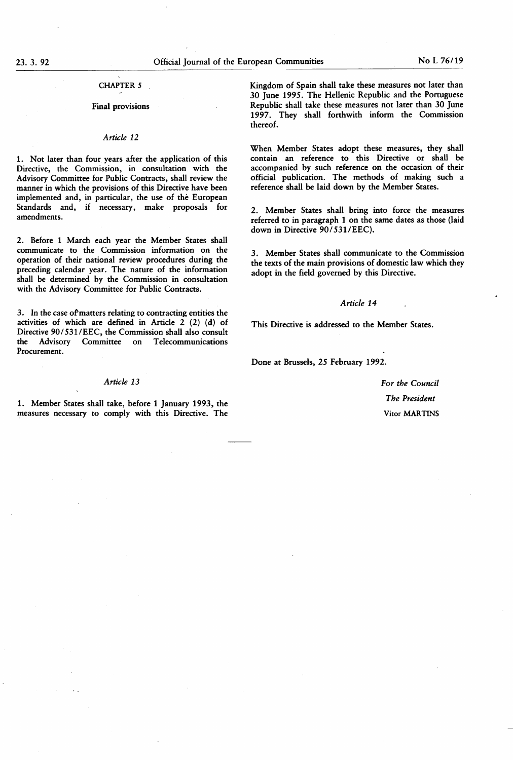## CHAPTER 5

### Final provisions

*Article 12*

1. Not later than four years after the application of this Directive, the Commission, in consultation with the Advisory Committee for Public Contracts, shall review the manner in which the provisions of this Directive have been implemented and, in particular, the use of the European Standards and, if necessary, make proposals for amendments.

2. Before 1 March each year the Member States shall communicate to the Commission information on the operation of their national review procedures during the preceding calendar year. The nature of the information shall be determined by the Commission in consultation with the Advisory Committee for Public Contracts.

3. In the case of matters relating to contracting entities the activities of which are defined in Article 2 (2) (d) of Directive 90/531/EEC, the Commission shall also consult the Advisory Committee on Telecommunications Procurement.

*Article 13*

1. Member States shall take, before 1 January 1993, the measures necessary to comply with this Directive. The Kingdom of Spain shall take these measures not later than 30 June 1995. The Hellenic Republic and the Portuguese Republic shall take these measures not later than 30 June 1997. They shall forthwith inform the Commission thereof.

When Member States adopt these measures, they shall contain an reference to this Directive or shall be accompanied by such reference on the occasion of their official publication. The methods of making such a reference shall be laid down by the Member States.

2. Member States shall bring into force the measures referred to in paragraph 1 on the same dates as those (laid down in Directive 90/531/EEC).

3. Member States shall communicate to the Commission the texts of the main provisions of domestic law which they adopt in the field governed by this Directive.

*Article 14*

This Directive is addressed to the Member States.

Done at Brussels, 25 February 1992.

*For the Council*

*The President*

Vitor MARTINS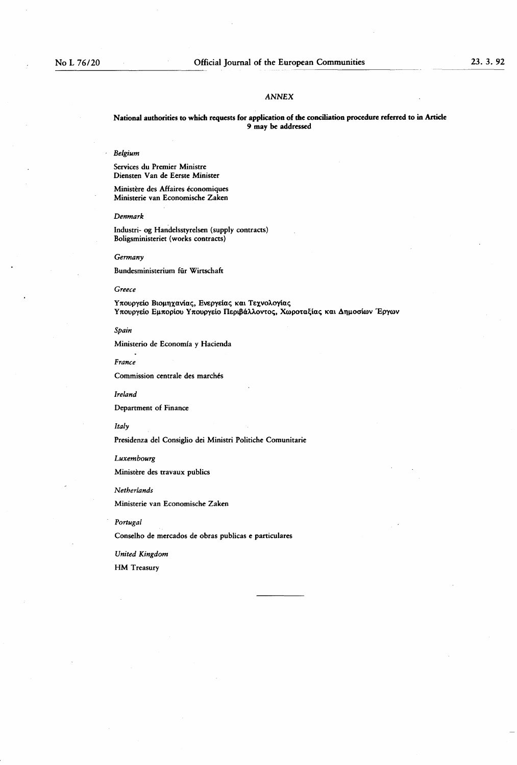## ANNEX

**National authorities to which requests for application of the conciliation procedure referred to in Article 9 may be addressed**

*Belgium*

Services du Premier Ministre
Diensten Van de Eerste Minister

Ministère des Affaires économiques
Ministerie van Economische Zaken

*Denmark*

Industri- og Handelsstyrelsen (supply contracts)
Boligsministeriet (works contracts)

*Germany*

Bundesministerium für Wirtschaft

*Greece*

Υπουργείο Βιομηχανίας, Ενεργείας και Τεχνολογίας
Υπουργείο Εμπορίου Υπουργείο Περιβάλλοντος, Χωροταξίας και Δημοσίων Έργων

*Spain*

Ministerio de Economía y Hacienda

*France*

Commission centrale des marchés

*Ireland*

Department of Finance

*Italy*

Presidenza del Consiglio dei Ministri Politiche Comunitarie

*Luxembourg*

Ministère des travaux publics

*Netherlands*

Ministerie van Economische Zaken

*Portugal*

Conselho de mercados de obras publicas e particulares

*United Kingdom*

HM Treasury